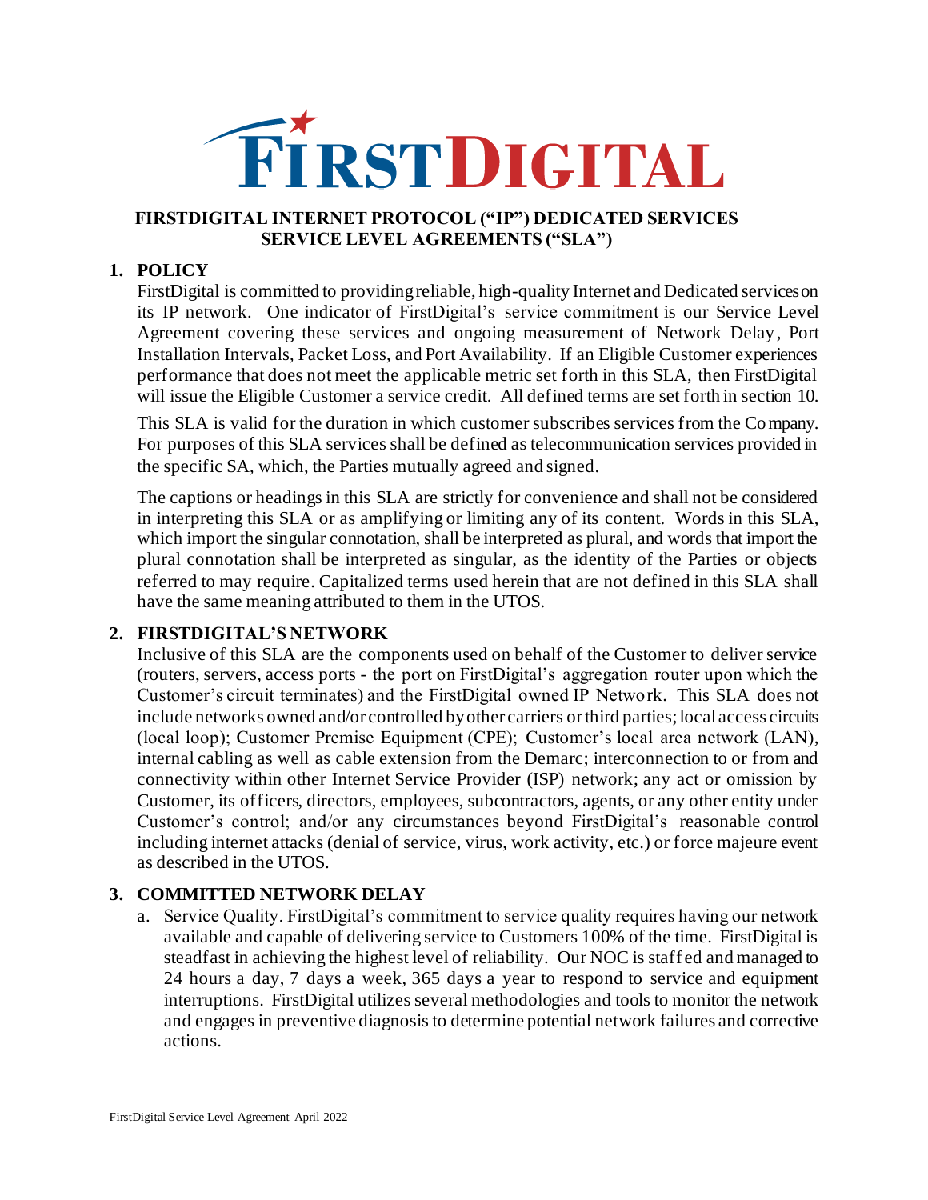# FIRSTDIGITAL

**FIRSTDIGITAL INTERNET PROTOCOL ("IP") DEDICATED SERVICES SERVICE LEVEL AGREEMENTS ("SLA")**

## 1. POLICY

FirstDigital is committed to providing reliable, high-quality Internet and Dedicated services on its IP network. One indicator of FirstDigital's service commitment is our Service Level Agreement covering these services and ongoing measurement of Network Delay, Port Installation Intervals, Packet Loss, and Port Availability. If an Eligible Customer experiences performance that does not meet the applicable metric set forth in this SLA, then FirstDigital will issue the Eligible Customer a service credit. All defined terms are set forth in section 10.

This SLA is valid for the duration in which customer subscribes services from the Company. For purposes of this SLA services shall be defined as telecommunication services provided in the specific SA, which, the Parties mutually agreed and signed.

The captions or headings in this SLA are strictly for convenience and shall not be considered in interpreting this SLA or as amplifying or limiting any of its content. Words in this SLA, which import the singular connotation, shall be interpreted as plural, and words that import the plural connotation shall be interpreted as singular, as the identity of the Parties or objects referred to may require. Capitalized terms used herein that are not defined in this SLA shall have the same meaning attributed to them in the UTOS.

## 2. FIRSTDIGITAL'S NETWORK

Inclusive of this SLA are the components used on behalf of the Customer to deliver service (routers, servers, access ports - the port on FirstDigital's aggregation router upon which the Customer's circuit terminates) and the FirstDigital owned IP Network. This SLA does not include networks owned and/or controlled by other carriers or third parties; local access circuits (local loop); Customer Premise Equipment (CPE); Customer's local area network (LAN), internal cabling as well as cable extension from the Demarc; interconnection to or from and connectivity within other Internet Service Provider (ISP) network; any act or omission by Customer, its officers, directors, employees, subcontractors, agents, or any other entity under Customer's control; and/or any circumstances beyond FirstDigital's reasonable control including internet attacks (denial of service, virus, work activity, etc.) or force majeure event as described in the UTOS.

## 3. COMMITTED NETWORK DELAY

a. Service Quality. FirstDigital's commitment to service quality requires having our network available and capable of delivering service to Customers 100% of the time. FirstDigital is steadfast in achieving the highest level of reliability. Our NOC is staffed and managed to 24 hours a day, 7 days a week, 365 days a year to respond to service and equipment interruptions. FirstDigital utilizes several methodologies and tools to monitor the network and engages in preventive diagnosis to determine potential network failures and corrective actions.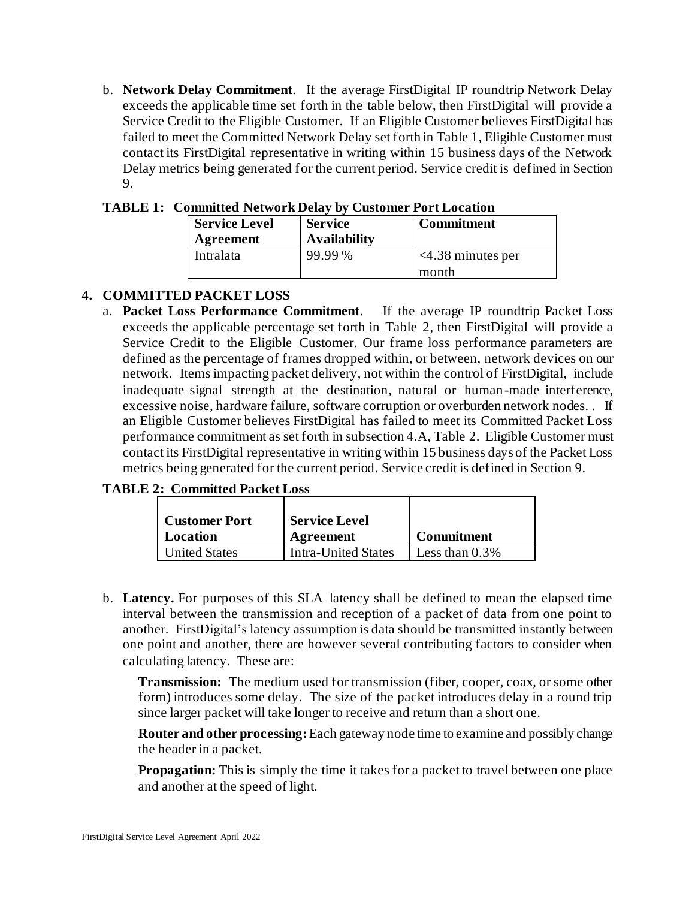b. **Network Delay Commitment**. If the average FirstDigital IP roundtrip Network Delay exceeds the applicable time set forth in the table below, then FirstDigital will provide a Service Credit to the Eligible Customer. If an Eligible Customer believes FirstDigital has failed to meet the Committed Network Delay set forth in Table 1, Eligible Customer must contact its FirstDigital representative in writing within 15 business days of the Network Delay metrics being generated for the current period. Service credit is defined in Section 9.

**TABLE 1: Committed Network Delay by Customer Port Location**

| Service Level Agreement | Service Availability | Commitment |
|---|---|---|
| Intralata | 99.99 % | <4.38 minutes per month |

## 4. COMMITTED PACKET LOSS

a. **Packet Loss Performance Commitment**. If the average IP roundtrip Packet Loss exceeds the applicable percentage set forth in Table 2, then FirstDigital will provide a Service Credit to the Eligible Customer. Our frame loss performance parameters are defined as the percentage of frames dropped within, or between, network devices on our network. Items impacting packet delivery, not within the control of FirstDigital, include inadequate signal strength at the destination, natural or human-made interference, excessive noise, hardware failure, software corruption or overburden network nodes. . If an Eligible Customer believes FirstDigital has failed to meet its Committed Packet Loss performance commitment as set forth in subsection 4.A, Table 2. Eligible Customer must contact its FirstDigital representative in writing within 15 business days of the Packet Loss metrics being generated for the current period. Service credit is defined in Section 9.

**TABLE 2: Committed Packet Loss**

| Customer Port Location | Service Level Agreement | Commitment |
|---|---|---|
| United States | Intra-United States | Less than 0.3% |

b. **Latency.** For purposes of this SLA latency shall be defined to mean the elapsed time interval between the transmission and reception of a packet of data from one point to another. FirstDigital's latency assumption is data should be transmitted instantly between one point and another, there are however several contributing factors to consider when calculating latency. These are:

**Transmission:** The medium used for transmission (fiber, cooper, coax, or some other form) introduces some delay. The size of the packet introduces delay in a round trip since larger packet will take longer to receive and return than a short one.

**Router and other processing:** Each gateway node time to examine and possibly change the header in a packet.

**Propagation:** This is simply the time it takes for a packet to travel between one place and another at the speed of light.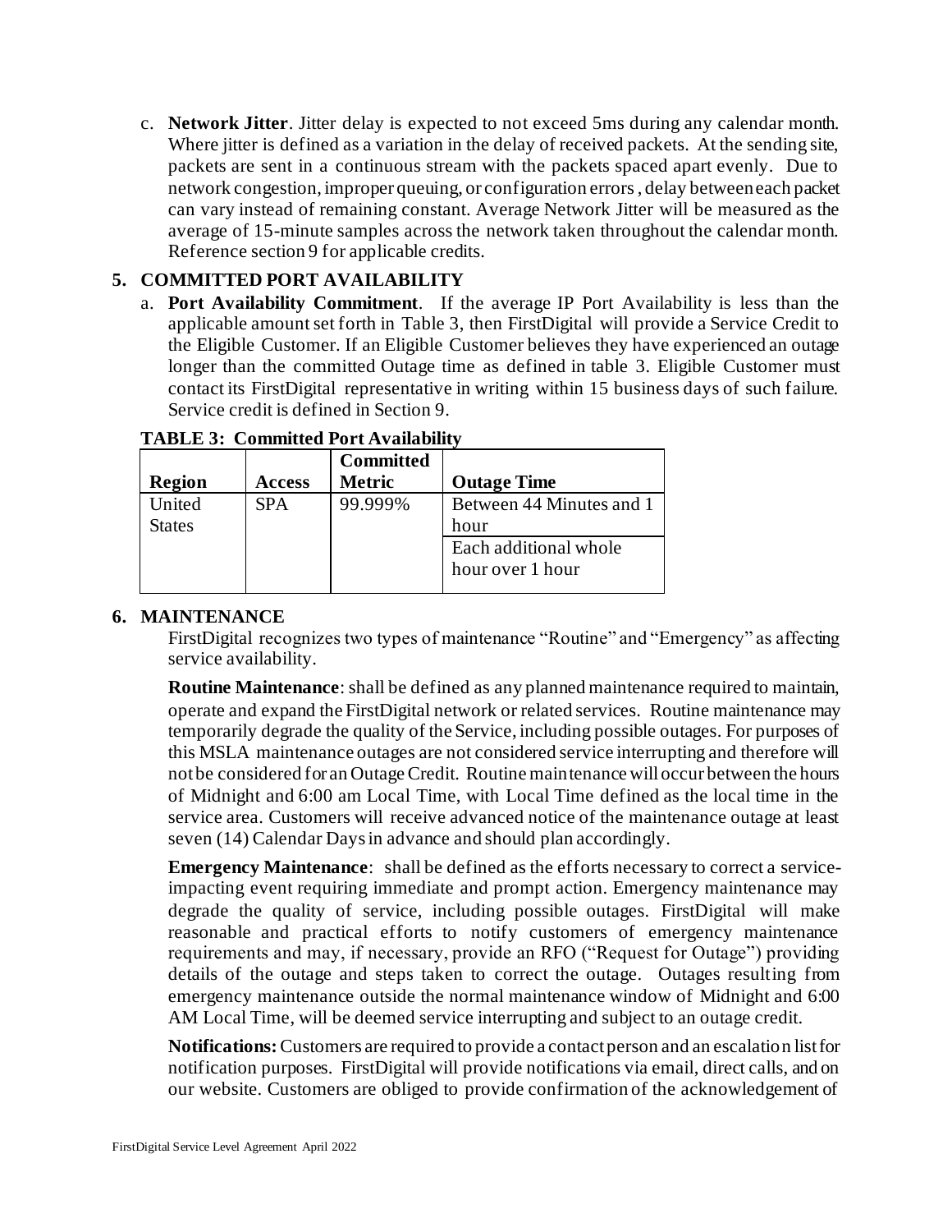c. **Network Jitter**. Jitter delay is expected to not exceed 5ms during any calendar month. Where jitter is defined as a variation in the delay of received packets. At the sending site, packets are sent in a continuous stream with the packets spaced apart evenly. Due to network congestion, improper queuing, or configuration errors, delay between each packet can vary instead of remaining constant. Average Network Jitter will be measured as the average of 15-minute samples across the network taken throughout the calendar month. Reference section 9 for applicable credits.

## 5. COMMITTED PORT AVAILABILITY

a. **Port Availability Commitment**. If the average IP Port Availability is less than the applicable amount set forth in Table 3, then FirstDigital will provide a Service Credit to the Eligible Customer. If an Eligible Customer believes they have experienced an outage longer than the committed Outage time as defined in table 3. Eligible Customer must contact its FirstDigital representative in writing within 15 business days of such failure. Service credit is defined in Section 9.

**TABLE 3: Committed Port Availability**

| Region | Access | Committed Metric | Outage Time |
|---|---|---|---|
| United States | SPA | 99.999% | Between 44 Minutes and 1 hour |
| | | | Each additional whole hour over 1 hour |

## 6. MAINTENANCE

FirstDigital recognizes two types of maintenance "Routine" and "Emergency" as affecting service availability.

**Routine Maintenance**: shall be defined as any planned maintenance required to maintain, operate and expand the FirstDigital network or related services. Routine maintenance may temporarily degrade the quality of the Service, including possible outages. For purposes of this MSLA maintenance outages are not considered service interrupting and therefore will not be considered for an Outage Credit. Routine maintenance will occur between the hours of Midnight and 6:00 am Local Time, with Local Time defined as the local time in the service area. Customers will receive advanced notice of the maintenance outage at least seven (14) Calendar Days in advance and should plan accordingly.

**Emergency Maintenance**: shall be defined as the efforts necessary to correct a service-impacting event requiring immediate and prompt action. Emergency maintenance may degrade the quality of service, including possible outages. FirstDigital will make reasonable and practical efforts to notify customers of emergency maintenance requirements and may, if necessary, provide an RFO ("Request for Outage") providing details of the outage and steps taken to correct the outage. Outages resulting from emergency maintenance outside the normal maintenance window of Midnight and 6:00 AM Local Time, will be deemed service interrupting and subject to an outage credit.

**Notifications:** Customers are required to provide a contact person and an escalation list for notification purposes. FirstDigital will provide notifications via email, direct calls, and on our website. Customers are obliged to provide confirmation of the acknowledgement of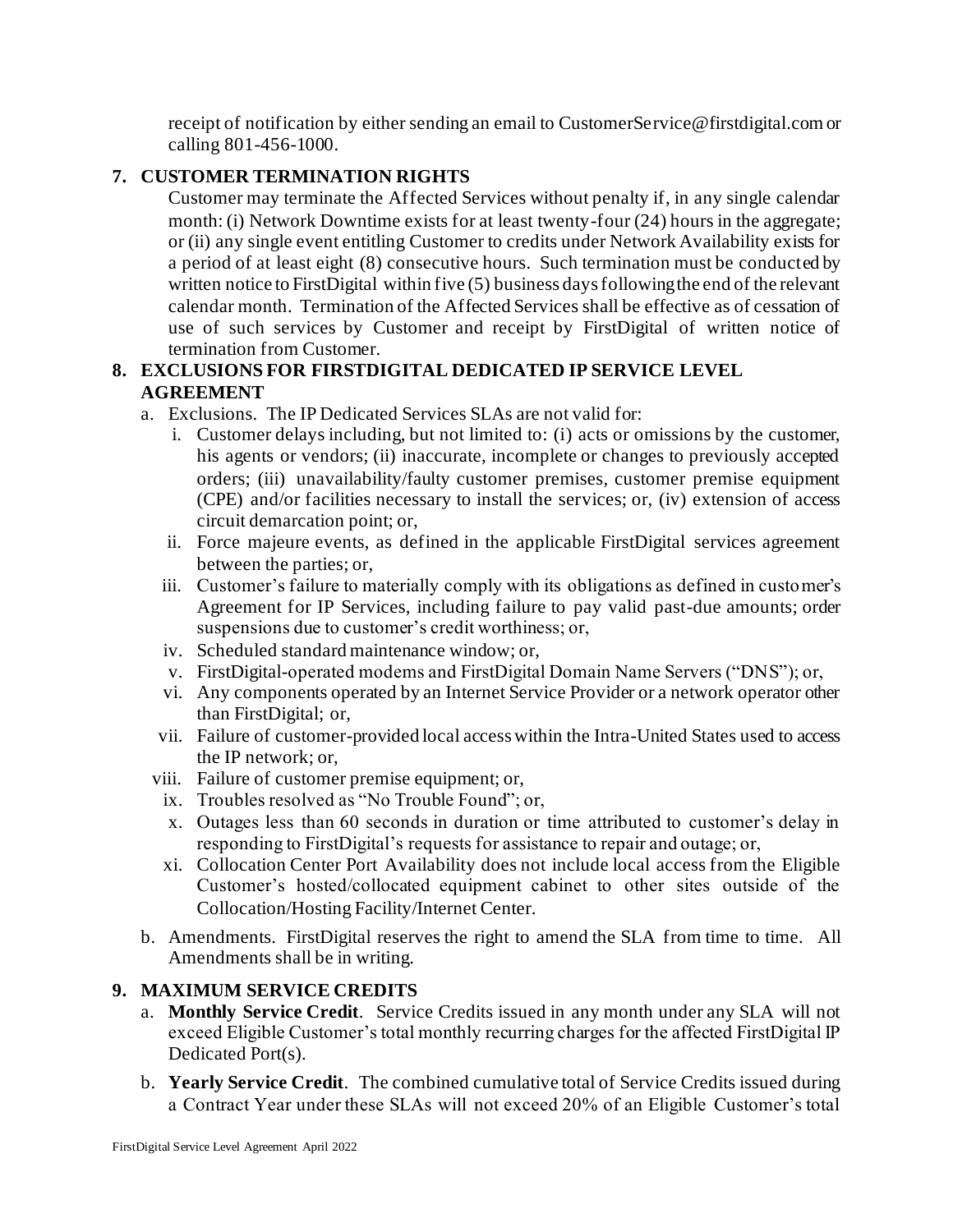receipt of notification by either sending an email to CustomerService@firstdigital.com or calling 801-456-1000.

## 7. CUSTOMER TERMINATION RIGHTS

Customer may terminate the Affected Services without penalty if, in any single calendar month: (i) Network Downtime exists for at least twenty-four (24) hours in the aggregate; or (ii) any single event entitling Customer to credits under Network Availability exists for a period of at least eight (8) consecutive hours. Such termination must be conducted by written notice to FirstDigital within five (5) business days following the end of the relevant calendar month. Termination of the Affected Services shall be effective as of cessation of use of such services by Customer and receipt by FirstDigital of written notice of termination from Customer.

## 8. EXCLUSIONS FOR FIRSTDIGITAL DEDICATED IP SERVICE LEVEL AGREEMENT

a. Exclusions. The IP Dedicated Services SLAs are not valid for:

   i. Customer delays including, but not limited to: (i) acts or omissions by the customer, his agents or vendors; (ii) inaccurate, incomplete or changes to previously accepted orders; (iii) unavailability/faulty customer premises, customer premise equipment (CPE) and/or facilities necessary to install the services; or, (iv) extension of access circuit demarcation point; or,

   ii. Force majeure events, as defined in the applicable FirstDigital services agreement between the parties; or,

   iii. Customer's failure to materially comply with its obligations as defined in customer's Agreement for IP Services, including failure to pay valid past-due amounts; order suspensions due to customer's credit worthiness; or,

   iv. Scheduled standard maintenance window; or,

   v. FirstDigital-operated modems and FirstDigital Domain Name Servers ("DNS"); or,

   vi. Any components operated by an Internet Service Provider or a network operator other than FirstDigital; or,

   vii. Failure of customer-provided local access within the Intra-United States used to access the IP network; or,

   viii. Failure of customer premise equipment; or,

   ix. Troubles resolved as "No Trouble Found"; or,

   x. Outages less than 60 seconds in duration or time attributed to customer's delay in responding to FirstDigital's requests for assistance to repair and outage; or,

   xi. Collocation Center Port Availability does not include local access from the Eligible Customer's hosted/collocated equipment cabinet to other sites outside of the Collocation/Hosting Facility/Internet Center.

b. Amendments. FirstDigital reserves the right to amend the SLA from time to time. All Amendments shall be in writing.

## 9. MAXIMUM SERVICE CREDITS

a. **Monthly Service Credit**. Service Credits issued in any month under any SLA will not exceed Eligible Customer's total monthly recurring charges for the affected FirstDigital IP Dedicated Port(s).

b. **Yearly Service Credit**. The combined cumulative total of Service Credits issued during a Contract Year under these SLAs will not exceed 20% of an Eligible Customer's total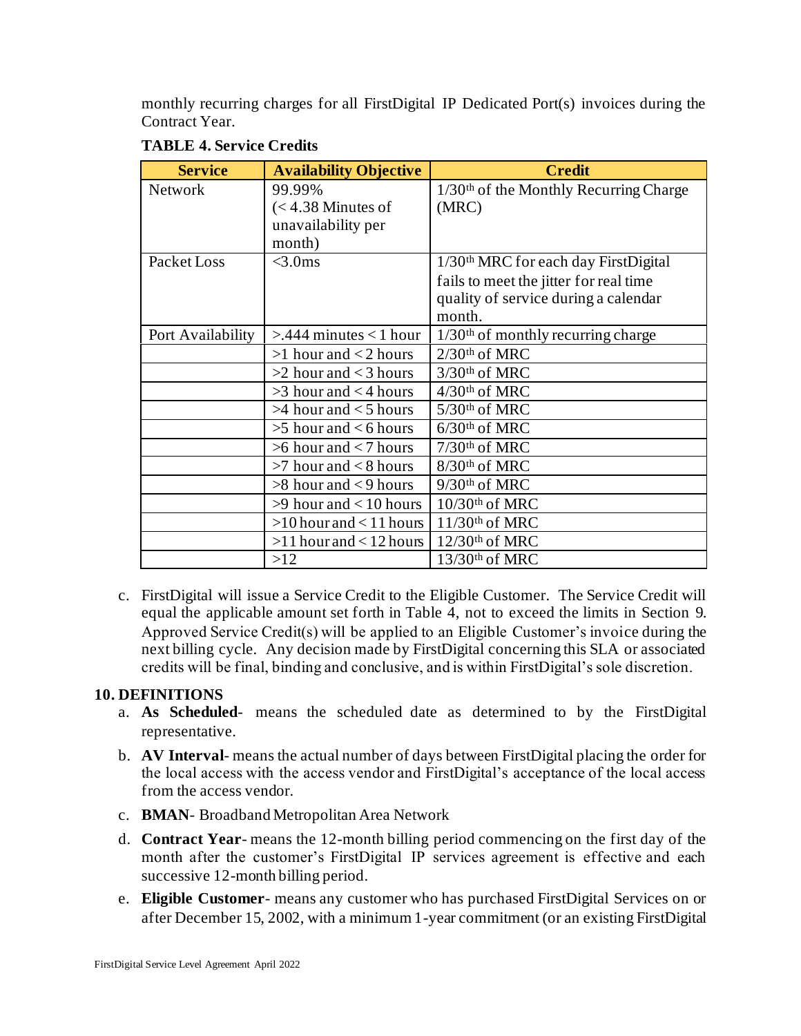monthly recurring charges for all FirstDigital IP Dedicated Port(s) invoices during the Contract Year.

**TABLE 4. Service Credits**

| Service | Availability Objective | Credit |
|---|---|---|
| Network | 99.99% (< 4.38 Minutes of unavailability per month) | 1/30th of the Monthly Recurring Charge (MRC) |
| Packet Loss | <3.0ms | 1/30th MRC for each day FirstDigital fails to meet the jitter for real time quality of service during a calendar month. |
| Port Availability | >.444 minutes < 1 hour | 1/30th of monthly recurring charge |
| | >1 hour and < 2 hours | 2/30th of MRC |
| | >2 hour and < 3 hours | 3/30th of MRC |
| | >3 hour and < 4 hours | 4/30th of MRC |
| | >4 hour and < 5 hours | 5/30th of MRC |
| | >5 hour and < 6 hours | 6/30th of MRC |
| | >6 hour and < 7 hours | 7/30th of MRC |
| | >7 hour and < 8 hours | 8/30th of MRC |
| | >8 hour and < 9 hours | 9/30th of MRC |
| | >9 hour and < 10 hours | 10/30th of MRC |
| | >10 hour and < 11 hours | 11/30th of MRC |
| | >11 hour and < 12 hours | 12/30th of MRC |
| | >12 | 13/30th of MRC |

c. FirstDigital will issue a Service Credit to the Eligible Customer. The Service Credit will equal the applicable amount set forth in Table 4, not to exceed the limits in Section 9. Approved Service Credit(s) will be applied to an Eligible Customer's invoice during the next billing cycle. Any decision made by FirstDigital concerning this SLA or associated credits will be final, binding and conclusive, and is within FirstDigital's sole discretion.

## 10. DEFINITIONS

a. **As Scheduled**- means the scheduled date as determined to by the FirstDigital representative.

b. **AV Interval**- means the actual number of days between FirstDigital placing the order for the local access with the access vendor and FirstDigital's acceptance of the local access from the access vendor.

c. **BMAN**- Broadband Metropolitan Area Network

d. **Contract Year**- means the 12-month billing period commencing on the first day of the month after the customer's FirstDigital IP services agreement is effective and each successive 12-month billing period.

e. **Eligible Customer**- means any customer who has purchased FirstDigital Services on or after December 15, 2002, with a minimum 1-year commitment (or an existing FirstDigital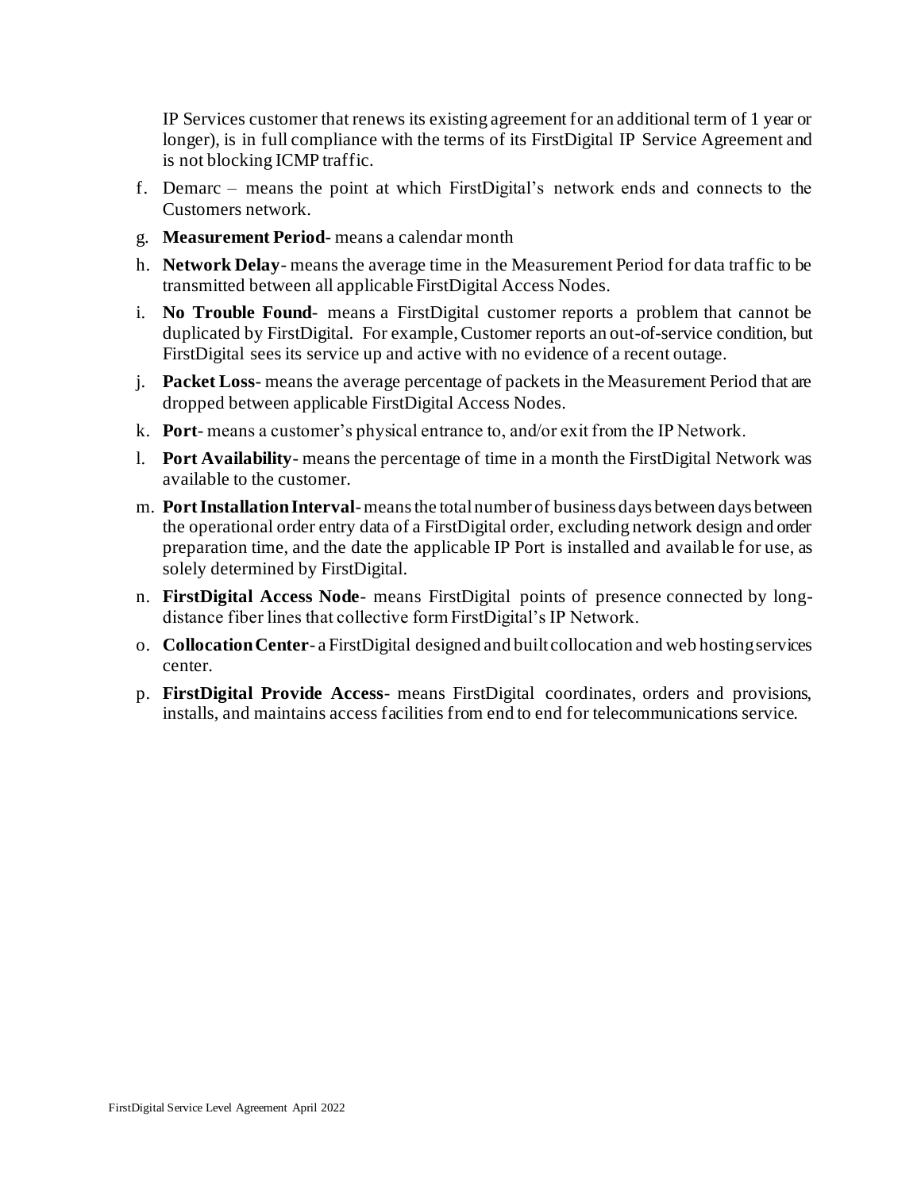IP Services customer that renews its existing agreement for an additional term of 1 year or longer), is in full compliance with the terms of its FirstDigital IP Service Agreement and is not blocking ICMP traffic.

f. Demarc – means the point at which FirstDigital's network ends and connects to the Customers network.

g. **Measurement Period**- means a calendar month

h. **Network Delay**- means the average time in the Measurement Period for data traffic to be transmitted between all applicable FirstDigital Access Nodes.

i. **No Trouble Found**- means a FirstDigital customer reports a problem that cannot be duplicated by FirstDigital. For example, Customer reports an out-of-service condition, but FirstDigital sees its service up and active with no evidence of a recent outage.

j. **Packet Loss**- means the average percentage of packets in the Measurement Period that are dropped between applicable FirstDigital Access Nodes.

k. **Port**- means a customer's physical entrance to, and/or exit from the IP Network.

l. **Port Availability**- means the percentage of time in a month the FirstDigital Network was available to the customer.

m. **Port Installation Interval**- means the total number of business days between days between the operational order entry data of a FirstDigital order, excluding network design and order preparation time, and the date the applicable IP Port is installed and available for use, as solely determined by FirstDigital.

n. **FirstDigital Access Node**- means FirstDigital points of presence connected by long-distance fiber lines that collective form FirstDigital's IP Network.

o. **Collocation Center**- a FirstDigital designed and built collocation and web hosting services center.

p. **FirstDigital Provide Access**- means FirstDigital coordinates, orders and provisions, installs, and maintains access facilities from end to end for telecommunications service.